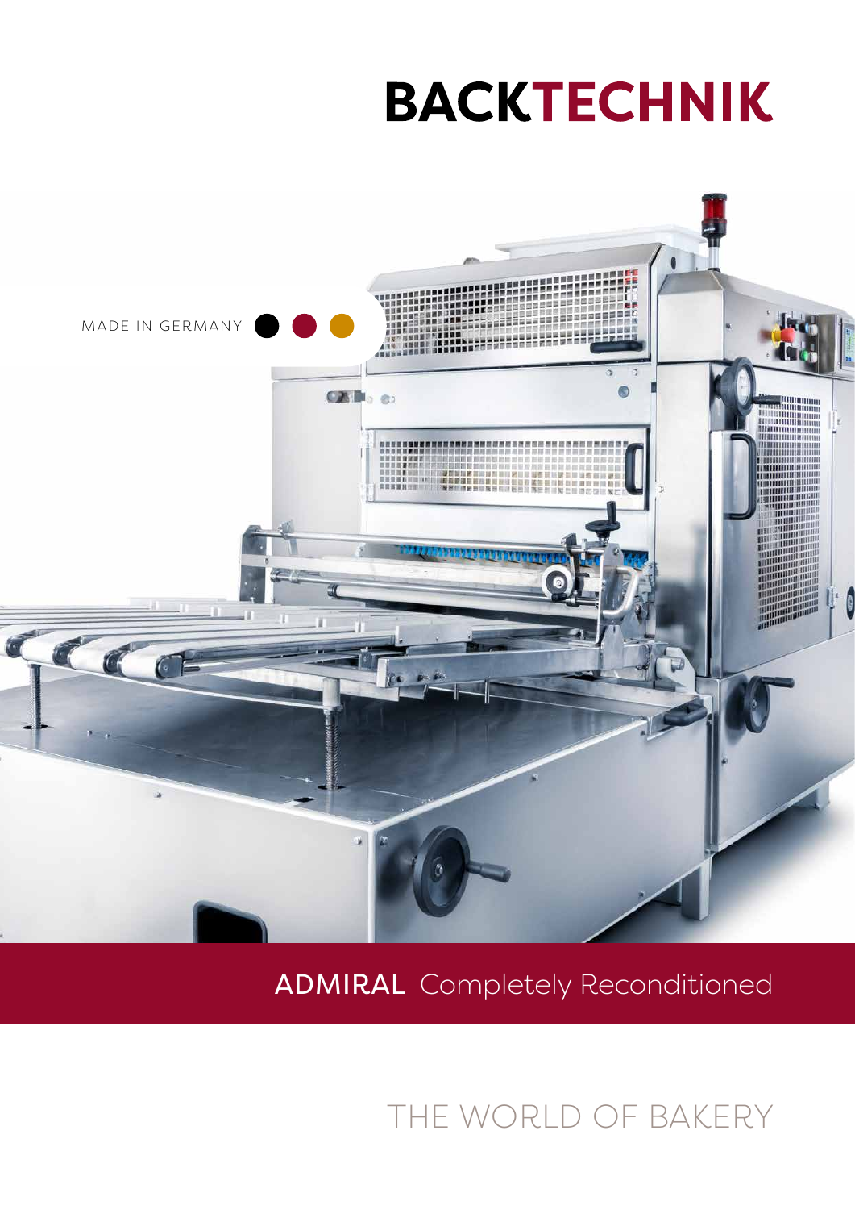# BACKTECHNIK

MADE IN GERMANY

## ADMIRAL Completely Reconditioned

THE WORLD OF BAKERY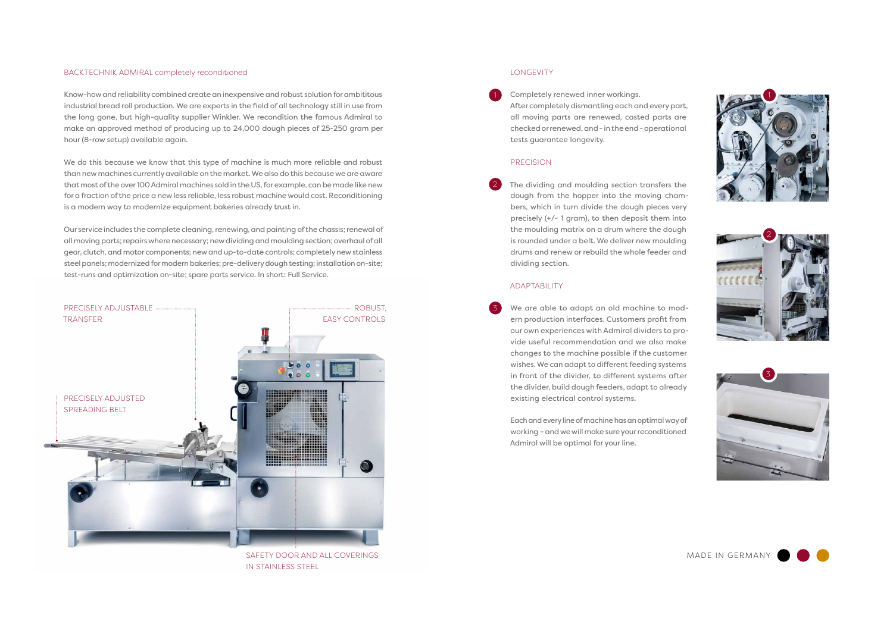## BACKTECHNIK ADMIRAL completely reconditioned

Know-how and reliability combined create an inexpensive and robust solution for ambititous industrial bread roll production. We are experts in the field of all technology still in use from the long gone, but high-quality supplier Winkler. We recondition the famous Admiral to make an approved method of producing up to 24,000 dough pieces of 25-250 gram per hour (8-row setup) available again.

We do this because we know that this type of machine is much more reliable and robust than new machines currently available on the market. We also do this because we are aware that most of the over 100 Admiral machines sold in the US, for example, can be made like new for a fraction of the price a new less reliable, less robust machine would cost. Reconditioning is a modern way to modernize equipment bakeries already trust in.

Our service includes the complete cleaning, renewing, and painting of the chassis; renewal of all moving parts; repairs where necessary; new dividing and moulding section; overhaul of all gear, clutch, and motor components; new and up-to-date controls; completely new stainless steel panels; modernized for modern bakeries; pre-delivery dough testing; installation on-site; test-runs and optimization on-site; spare parts service. In short: Full Service.

PRECISELY ADJUSTABLE TRANSFER

ROBUST, EASY CONTROLS

PRECISELY ADJUSTED SPREADING BELT

SAFETY DOOR AND ALL COVERINGS IN STAINLESS STEEL

## LONGEVITY

1. Completely renewed inner workings.
After completely dismantling each and every part, all moving parts are renewed, casted parts are checked or renewed, and - in the end - operational tests guarantee longevity.

## PRECISION

2. The dividing and moulding section transfers the dough from the hopper into the moving chambers, which in turn divide the dough pieces very precisely (+/- 1 gram), to then deposit them into the moulding matrix on a drum where the dough is rounded under a belt. We deliver new moulding drums and renew or rebuild the whole feeder and dividing section.

## ADAPTABILITY

3. We are able to adapt an old machine to modern production interfaces. Customers profit from our own experiences with Admiral dividers to provide useful recommendation and we also make changes to the machine possible if the customer wishes. We can adapt to different feeding systems in front of the divider, to different systems after the divider, build dough feeders, adapt to already existing electrical control systems.

Each and every line of machine has an optimal way of working – and we will make sure your reconditioned Admiral will be optimal for your line.

MADE IN GERMANY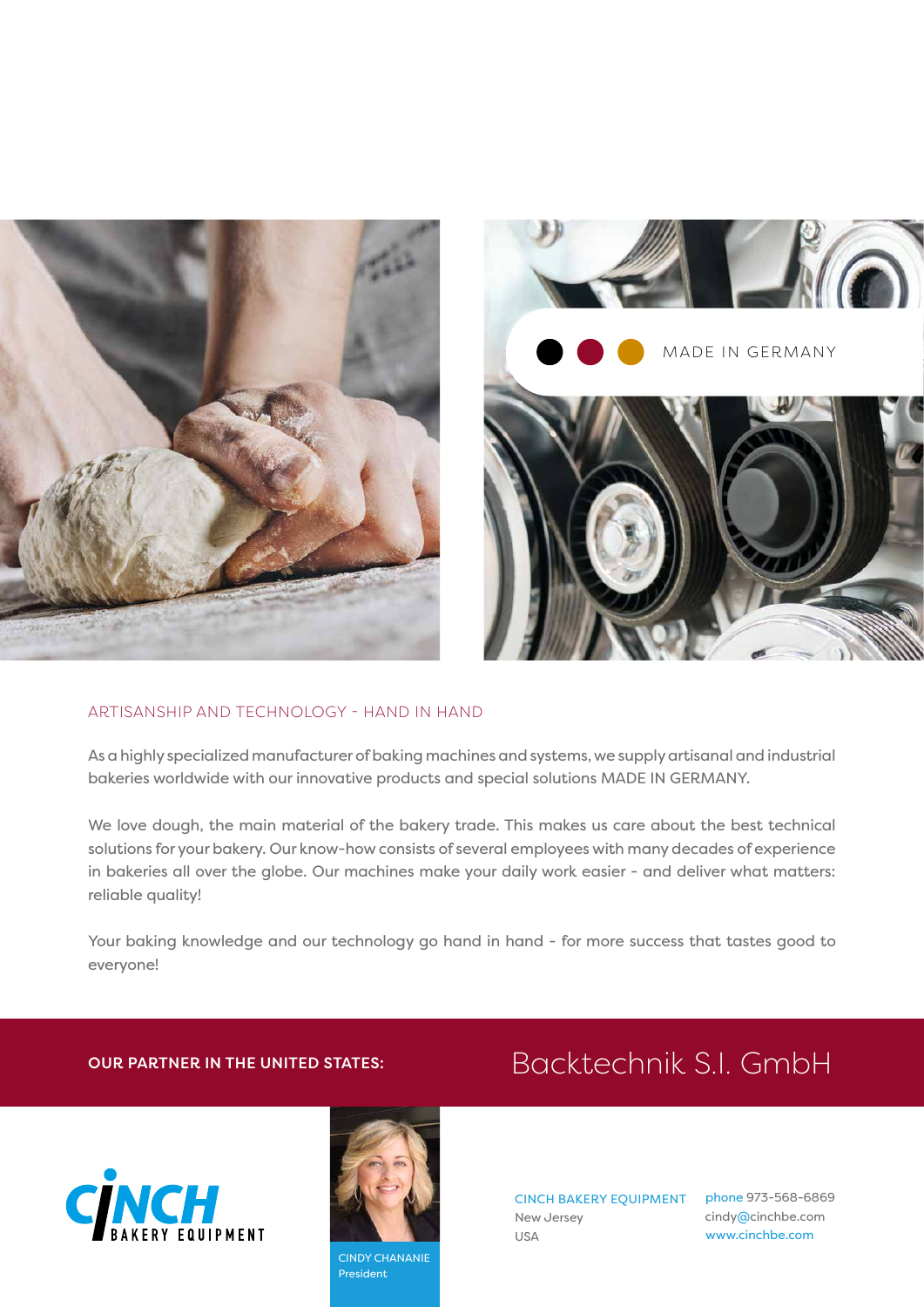MADE IN GERMANY

## ARTISANSHIP AND TECHNOLOGY - HAND IN HAND

As a highly specialized manufacturer of baking machines and systems, we supply artisanal and industrial bakeries worldwide with our innovative products and special solutions MADE IN GERMANY.

We love dough, the main material of the bakery trade. This makes us care about the best technical solutions for your bakery. Our know-how consists of several employees with many decades of experience in bakeries all over the globe. Our machines make your daily work easier - and deliver what matters: reliable quality!

Your baking knowledge and our technology go hand in hand - for more success that tastes good to everyone!

**OUR PARTNER IN THE UNITED STATES:**

Backtechnik S.I. GmbH

CINCH BAKERY EQUIPMENT

CINDY CHANANIE
President

CINCH BAKERY EQUIPMENT
New Jersey
USA

phone 973-568-6869
cindy@cinchbe.com
www.cinchbe.com